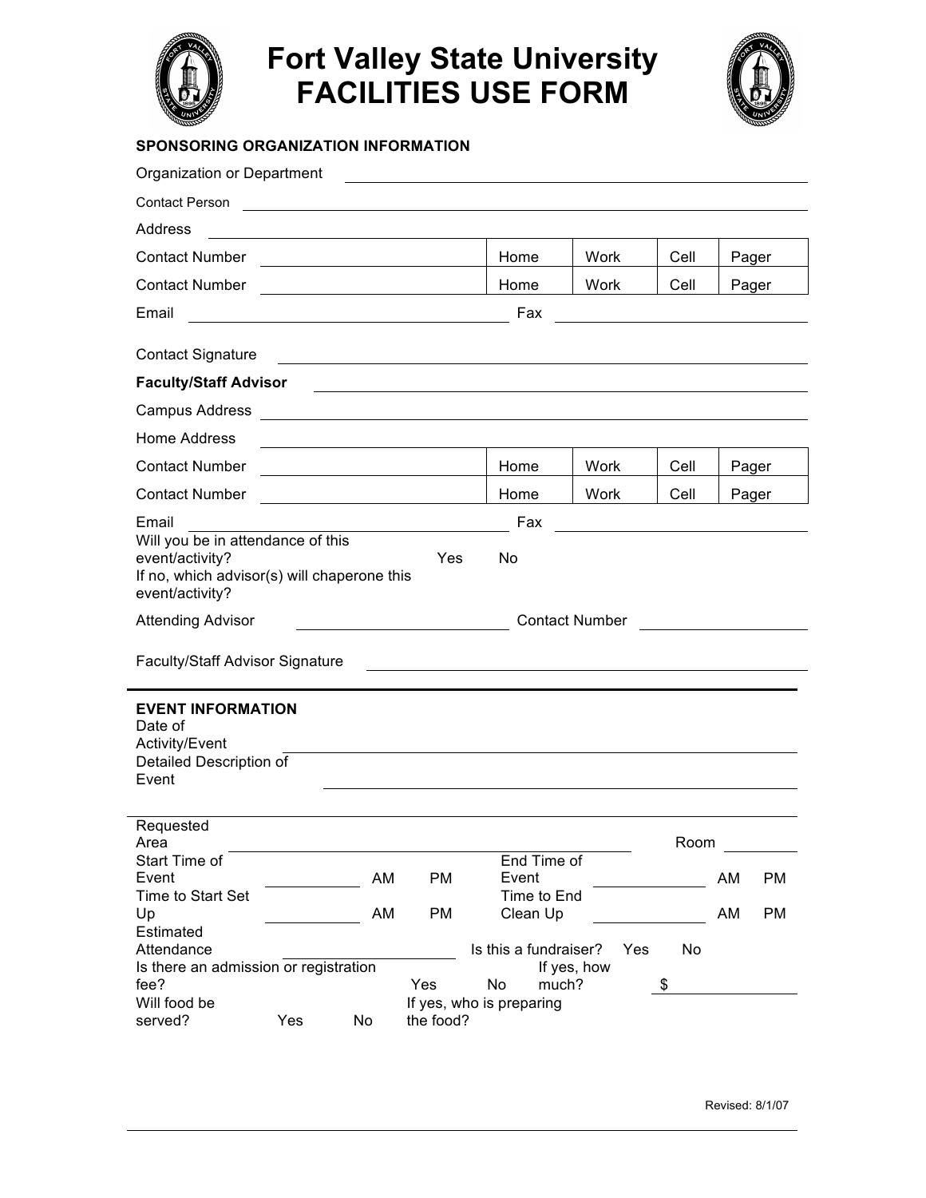# Fort Valley State University FACILITIES USE FORM

**SPONSORING ORGANIZATION INFORMATION**

Organization or Department ______________________________

Contact Person ______________________________

Address ______________________________

| Contact Number ______________ | Home | Work | Cell | Pager |
|---|---|---|---|---|
| Contact Number ______________ | Home | Work | Cell | Pager |

Email ______________________ Fax ______________________

Contact Signature ______________________________

**Faculty/Staff Advisor** ______________________________

Campus Address ______________________________

Home Address ______________________________

| Contact Number ______________ | Home | Work | Cell | Pager |
|---|---|---|---|---|
| Contact Number ______________ | Home | Work | Cell | Pager |

Email ______________________ Fax ______________________

Will you be in attendance of this event/activity? Yes No

If no, which advisor(s) will chaperone this event/activity?

Attending Advisor ______________ Contact Number ______________

Faculty/Staff Advisor Signature ______________________________

---

**EVENT INFORMATION**

Date of Activity/Event ______________________________

Detailed Description of Event ______________________________

Requested Area ______________________ Room __________

Start Time of Event __________ AM PM End Time of Event __________ AM PM

Time to Start Set Up __________ AM PM Time to End Clean Up __________ AM PM

Estimated Attendance __________ Is this a fundraiser? Yes No

Is there an admission or registration fee? Yes No If yes, how much? $ __________

Will food be served? Yes No If yes, who is preparing the food?

Revised: 8/1/07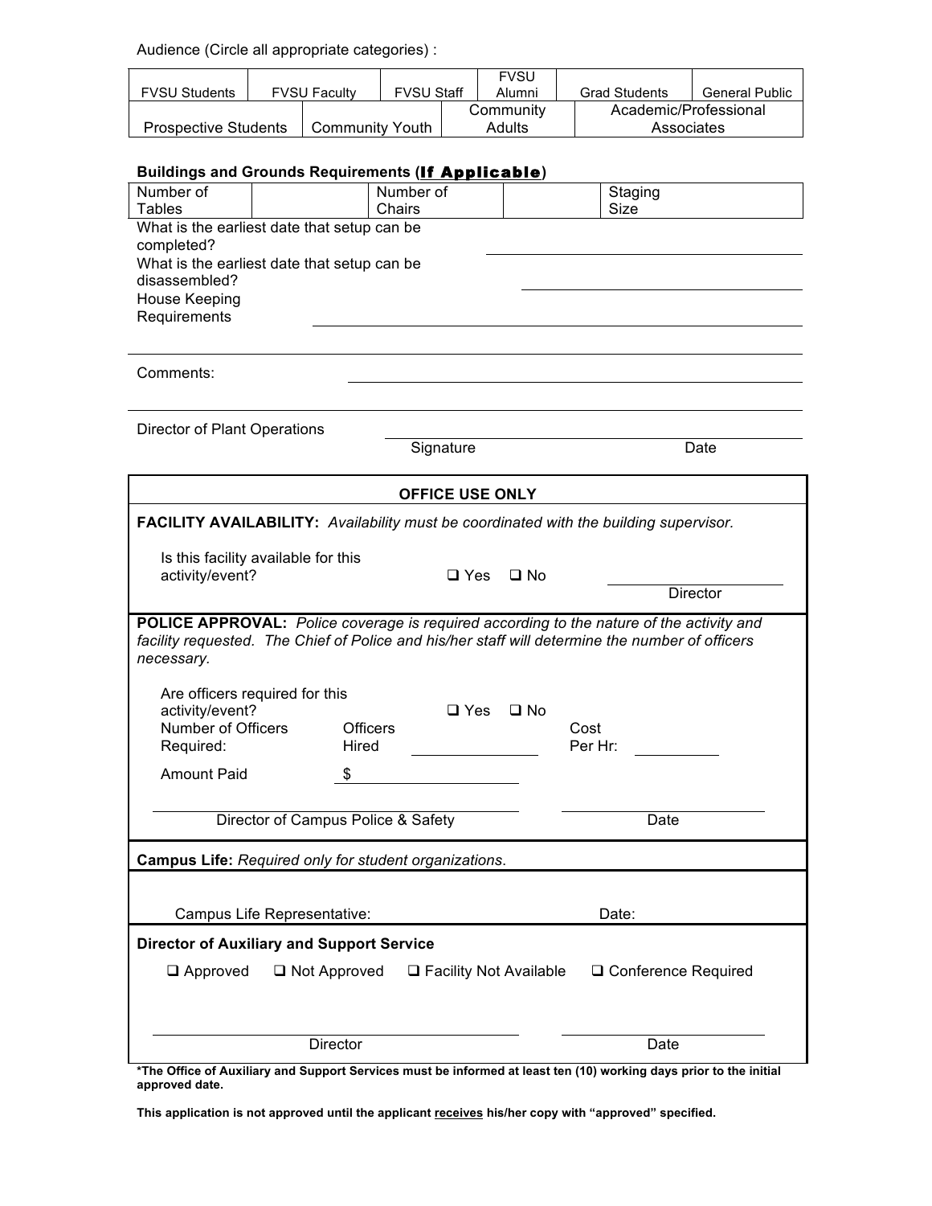Audience (Circle all appropriate categories) :

| | | | | | |
|---|---|---|---|---|---|
| FVSU Students | FVSU Faculty | FVSU Staff | FVSU Alumni | Grad Students | General Public |
| Prospective Students | Community Youth | | Community Adults | Academic/Professional Associates | |

**Buildings and Grounds Requirements (If Applicable)**

| | | | | | |
|---|---|---|---|---|---|
| Number of Tables | | Number of Chairs | | Staging Size | |

What is the earliest date that setup can be completed? \_\_\_\_\_\_\_\_\_\_\_\_\_\_\_\_\_\_\_\_

What is the earliest date that setup can be disassembled? \_\_\_\_\_\_\_\_\_\_\_\_\_\_\_\_\_\_\_\_

House Keeping Requirements \_\_\_\_\_\_\_\_\_\_\_\_\_\_\_\_\_\_\_\_

Comments: \_\_\_\_\_\_\_\_\_\_\_\_\_\_\_\_\_\_\_\_

Director of Plant Operations \_\_\_\_\_\_\_\_\_\_\_\_\_\_\_\_\_\_\_\_

Signature Date

**OFFICE USE ONLY**

**FACILITY AVAILABILITY:** *Availability must be coordinated with the building supervisor.*

Is this facility available for this activity/event? ❑ Yes ❑ No \_\_\_\_\_\_\_\_\_\_\_\_\_\_\_\_\_\_\_\_

Director

**POLICE APPROVAL:** *Police coverage is required according to the nature of the activity and facility requested. The Chief of Police and his/her staff will determine the number of officers necessary.*

Are officers required for this activity/event? ❑ Yes ❑ No

Number of Officers Required: Officers Hired \_\_\_\_\_\_\_\_\_\_ Cost Per Hr: \_\_\_\_\_\_\_\_\_\_

Amount Paid $ \_\_\_\_\_\_\_\_\_\_

\_\_\_\_\_\_\_\_\_\_\_\_\_\_\_\_\_\_\_\_ \_\_\_\_\_\_\_\_\_\_\_\_\_\_\_\_\_\_\_\_

Director of Campus Police & Safety Date

**Campus Life:** *Required only for student organizations.*

Campus Life Representative: Date:

**Director of Auxiliary and Support Service**

❑ Approved ❑ Not Approved ❑ Facility Not Available ❑ Conference Required

\_\_\_\_\_\_\_\_\_\_\_\_\_\_\_\_\_\_\_\_ \_\_\_\_\_\_\_\_\_\_\_\_\_\_\_\_\_\_\_\_

Director Date

**\*The Office of Auxiliary and Support Services must be informed at least ten (10) working days prior to the initial approved date.**

**This application is not approved until the applicant receives his/her copy with "approved" specified.**